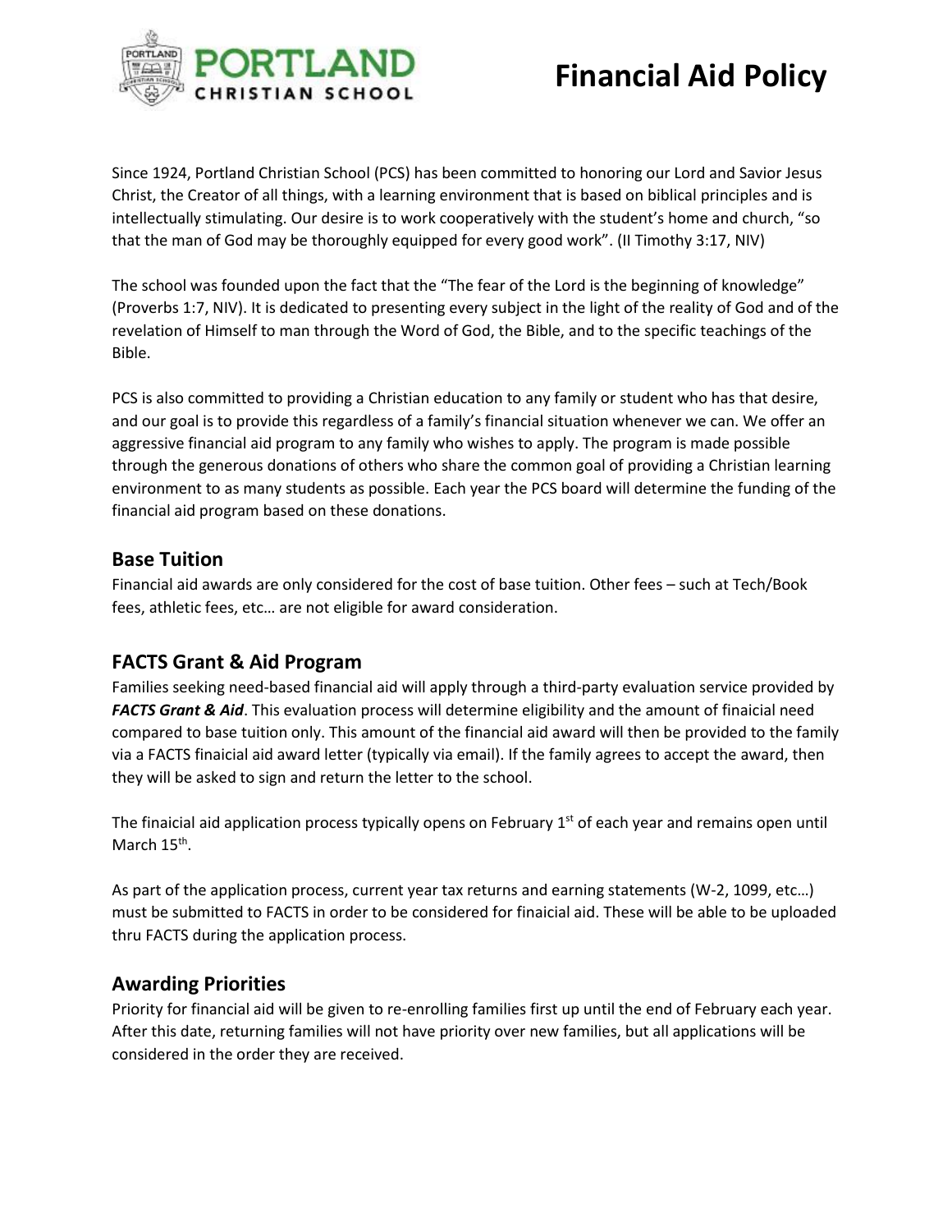# Financial Aid Policy

Since 1924, Portland Christian School (PCS) has been committed to honoring our Lord and Savior Jesus Christ, the Creator of all things, with a learning environment that is based on biblical principles and is intellectually stimulating. Our desire is to work cooperatively with the student's home and church, "so that the man of God may be thoroughly equipped for every good work". (II Timothy 3:17, NIV)

The school was founded upon the fact that the "The fear of the Lord is the beginning of knowledge" (Proverbs 1:7, NIV). It is dedicated to presenting every subject in the light of the reality of God and of the revelation of Himself to man through the Word of God, the Bible, and to the specific teachings of the Bible.

PCS is also committed to providing a Christian education to any family or student who has that desire, and our goal is to provide this regardless of a family's financial situation whenever we can. We offer an aggressive financial aid program to any family who wishes to apply. The program is made possible through the generous donations of others who share the common goal of providing a Christian learning environment to as many students as possible. Each year the PCS board will determine the funding of the financial aid program based on these donations.

## Base Tuition

Financial aid awards are only considered for the cost of base tuition. Other fees – such at Tech/Book fees, athletic fees, etc… are not eligible for award consideration.

## FACTS Grant & Aid Program

Families seeking need-based financial aid will apply through a third-party evaluation service provided by ***FACTS Grant & Aid***. This evaluation process will determine eligibility and the amount of finaicial need compared to base tuition only. This amount of the financial aid award will then be provided to the family via a FACTS finaicial aid award letter (typically via email). If the family agrees to accept the award, then they will be asked to sign and return the letter to the school.

The finaicial aid application process typically opens on February 1st of each year and remains open until March 15th.

As part of the application process, current year tax returns and earning statements (W-2, 1099, etc…) must be submitted to FACTS in order to be considered for finaicial aid. These will be able to be uploaded thru FACTS during the application process.

## Awarding Priorities

Priority for financial aid will be given to re-enrolling families first up until the end of February each year. After this date, returning families will not have priority over new families, but all applications will be considered in the order they are received.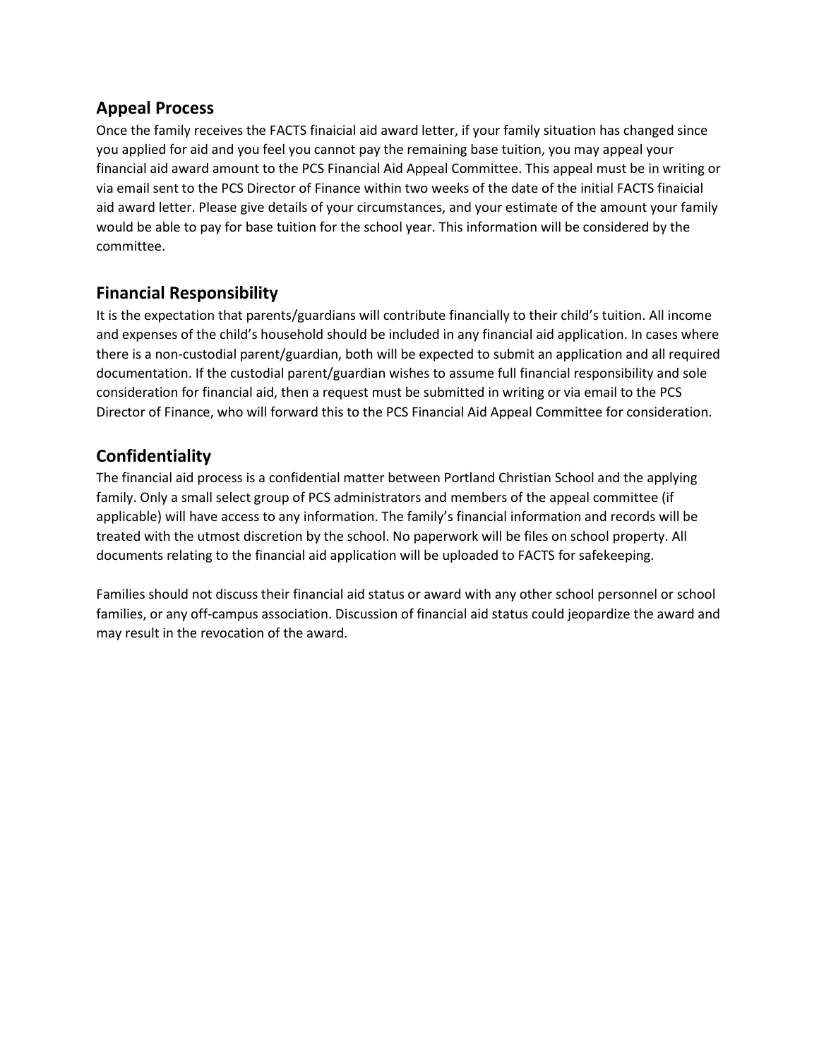## Appeal Process

Once the family receives the FACTS finaicial aid award letter, if your family situation has changed since you applied for aid and you feel you cannot pay the remaining base tuition, you may appeal your financial aid award amount to the PCS Financial Aid Appeal Committee. This appeal must be in writing or via email sent to the PCS Director of Finance within two weeks of the date of the initial FACTS finaicial aid award letter. Please give details of your circumstances, and your estimate of the amount your family would be able to pay for base tuition for the school year. This information will be considered by the committee.

## Financial Responsibility

It is the expectation that parents/guardians will contribute financially to their child's tuition. All income and expenses of the child's household should be included in any financial aid application. In cases where there is a non-custodial parent/guardian, both will be expected to submit an application and all required documentation. If the custodial parent/guardian wishes to assume full financial responsibility and sole consideration for financial aid, then a request must be submitted in writing or via email to the PCS Director of Finance, who will forward this to the PCS Financial Aid Appeal Committee for consideration.

## Confidentiality

The financial aid process is a confidential matter between Portland Christian School and the applying family. Only a small select group of PCS administrators and members of the appeal committee (if applicable) will have access to any information. The family's financial information and records will be treated with the utmost discretion by the school. No paperwork will be files on school property. All documents relating to the financial aid application will be uploaded to FACTS for safekeeping.

Families should not discuss their financial aid status or award with any other school personnel or school families, or any off-campus association. Discussion of financial aid status could jeopardize the award and may result in the revocation of the award.